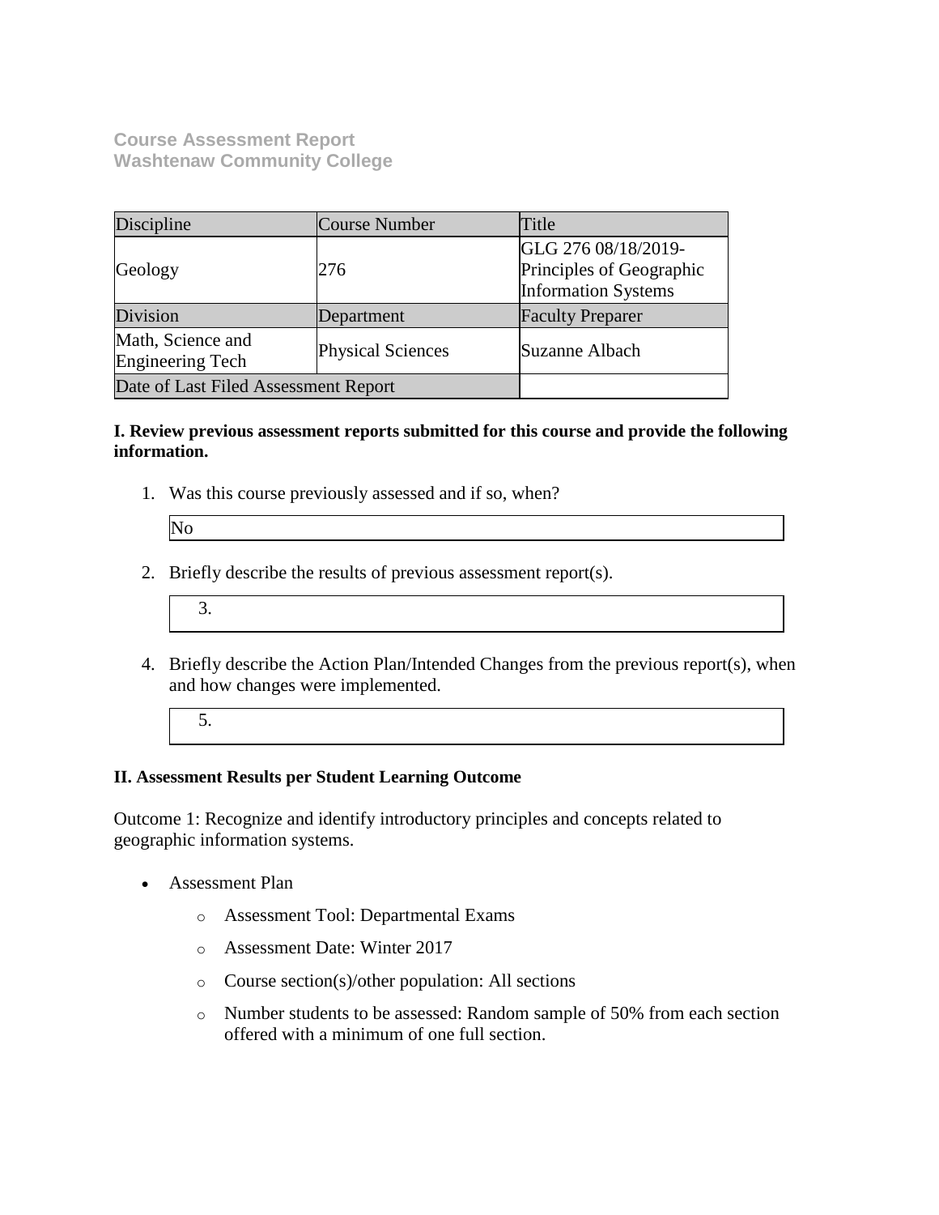**Course Assessment Report**
**Washtenaw Community College**

| Discipline | Course Number | Title |
|---|---|---|
| Geology | 276 | GLG 276 08/18/2019-Principles of Geographic Information Systems |
| Division | Department | Faculty Preparer |
| Math, Science and Engineering Tech | Physical Sciences | Suzanne Albach |
| Date of Last Filed Assessment Report | | |

**I. Review previous assessment reports submitted for this course and provide the following information.**

1. Was this course previously assessed and if so, when?

   No

2. Briefly describe the results of previous assessment report(s).

   3.

4. Briefly describe the Action Plan/Intended Changes from the previous report(s), when and how changes were implemented.

   5.

**II. Assessment Results per Student Learning Outcome**

Outcome 1: Recognize and identify introductory principles and concepts related to geographic information systems.

- Assessment Plan
  - Assessment Tool: Departmental Exams
  - Assessment Date: Winter 2017
  - Course section(s)/other population: All sections
  - Number students to be assessed: Random sample of 50% from each section offered with a minimum of one full section.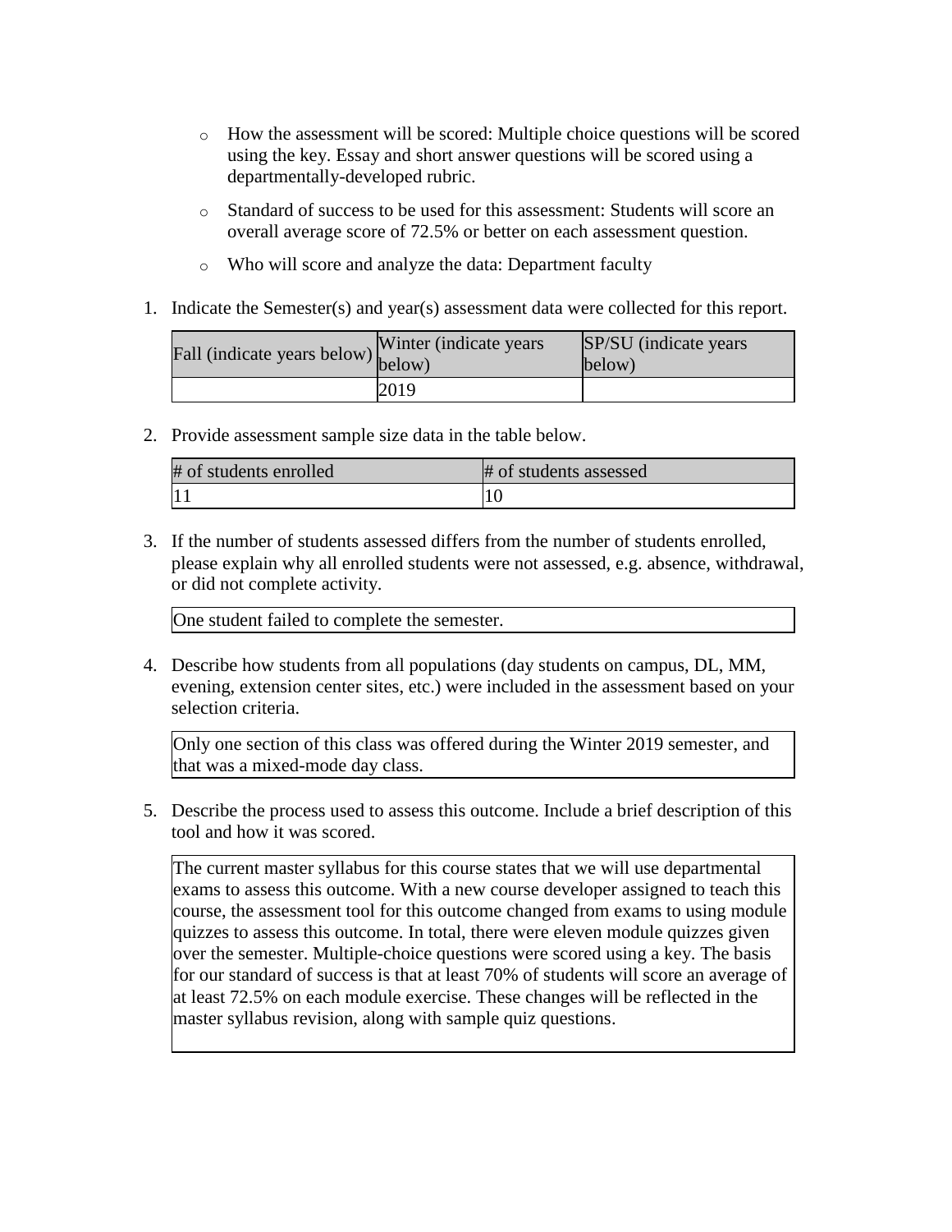- How the assessment will be scored: Multiple choice questions will be scored using the key. Essay and short answer questions will be scored using a departmentally-developed rubric.
- Standard of success to be used for this assessment: Students will score an overall average score of 72.5% or better on each assessment question.
- Who will score and analyze the data: Department faculty

1. Indicate the Semester(s) and year(s) assessment data were collected for this report.

| Fall (indicate years below) | Winter (indicate years below) | SP/SU (indicate years below) |
|---|---|---|
| | 2019 | |

2. Provide assessment sample size data in the table below.

| # of students enrolled | # of students assessed |
|---|---|
| 11 | 10 |

3. If the number of students assessed differs from the number of students enrolled, please explain why all enrolled students were not assessed, e.g. absence, withdrawal, or did not complete activity.

One student failed to complete the semester.

4. Describe how students from all populations (day students on campus, DL, MM, evening, extension center sites, etc.) were included in the assessment based on your selection criteria.

Only one section of this class was offered during the Winter 2019 semester, and that was a mixed-mode day class.

5. Describe the process used to assess this outcome. Include a brief description of this tool and how it was scored.

The current master syllabus for this course states that we will use departmental exams to assess this outcome. With a new course developer assigned to teach this course, the assessment tool for this outcome changed from exams to using module quizzes to assess this outcome. In total, there were eleven module quizzes given over the semester. Multiple-choice questions were scored using a key. The basis for our standard of success is that at least 70% of students will score an average of at least 72.5% on each module exercise. These changes will be reflected in the master syllabus revision, along with sample quiz questions.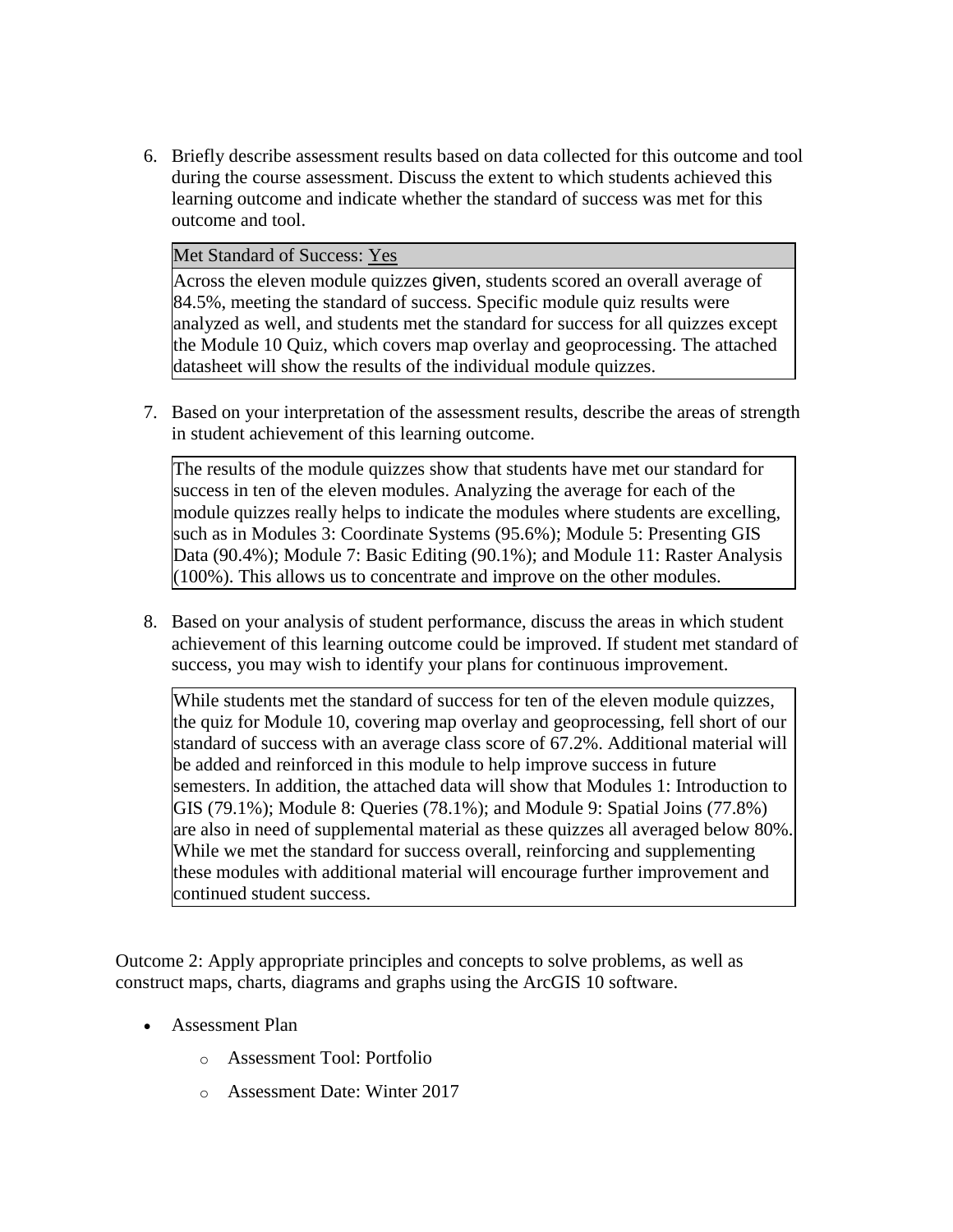6. Briefly describe assessment results based on data collected for this outcome and tool during the course assessment. Discuss the extent to which students achieved this learning outcome and indicate whether the standard of success was met for this outcome and tool.

| Met Standard of Success: Yes |
| --- |
| Across the eleven module quizzes given, students scored an overall average of 84.5%, meeting the standard of success. Specific module quiz results were analyzed as well, and students met the standard for success for all quizzes except the Module 10 Quiz, which covers map overlay and geoprocessing. The attached datasheet will show the results of the individual module quizzes. |

7. Based on your interpretation of the assessment results, describe the areas of strength in student achievement of this learning outcome.

| The results of the module quizzes show that students have met our standard for success in ten of the eleven modules. Analyzing the average for each of the module quizzes really helps to indicate the modules where students are excelling, such as in Modules 3: Coordinate Systems (95.6%); Module 5: Presenting GIS Data (90.4%); Module 7: Basic Editing (90.1%); and Module 11: Raster Analysis (100%). This allows us to concentrate and improve on the other modules. |
| --- |

8. Based on your analysis of student performance, discuss the areas in which student achievement of this learning outcome could be improved. If student met standard of success, you may wish to identify your plans for continuous improvement.

| While students met the standard of success for ten of the eleven module quizzes, the quiz for Module 10, covering map overlay and geoprocessing, fell short of our standard of success with an average class score of 67.2%. Additional material will be added and reinforced in this module to help improve success in future semesters. In addition, the attached data will show that Modules 1: Introduction to GIS (79.1%); Module 8: Queries (78.1%); and Module 9: Spatial Joins (77.8%) are also in need of supplemental material as these quizzes all averaged below 80%. While we met the standard for success overall, reinforcing and supplementing these modules with additional material will encourage further improvement and continued student success. |
| --- |

Outcome 2: Apply appropriate principles and concepts to solve problems, as well as construct maps, charts, diagrams and graphs using the ArcGIS 10 software.

- Assessment Plan
  - Assessment Tool: Portfolio
  - Assessment Date: Winter 2017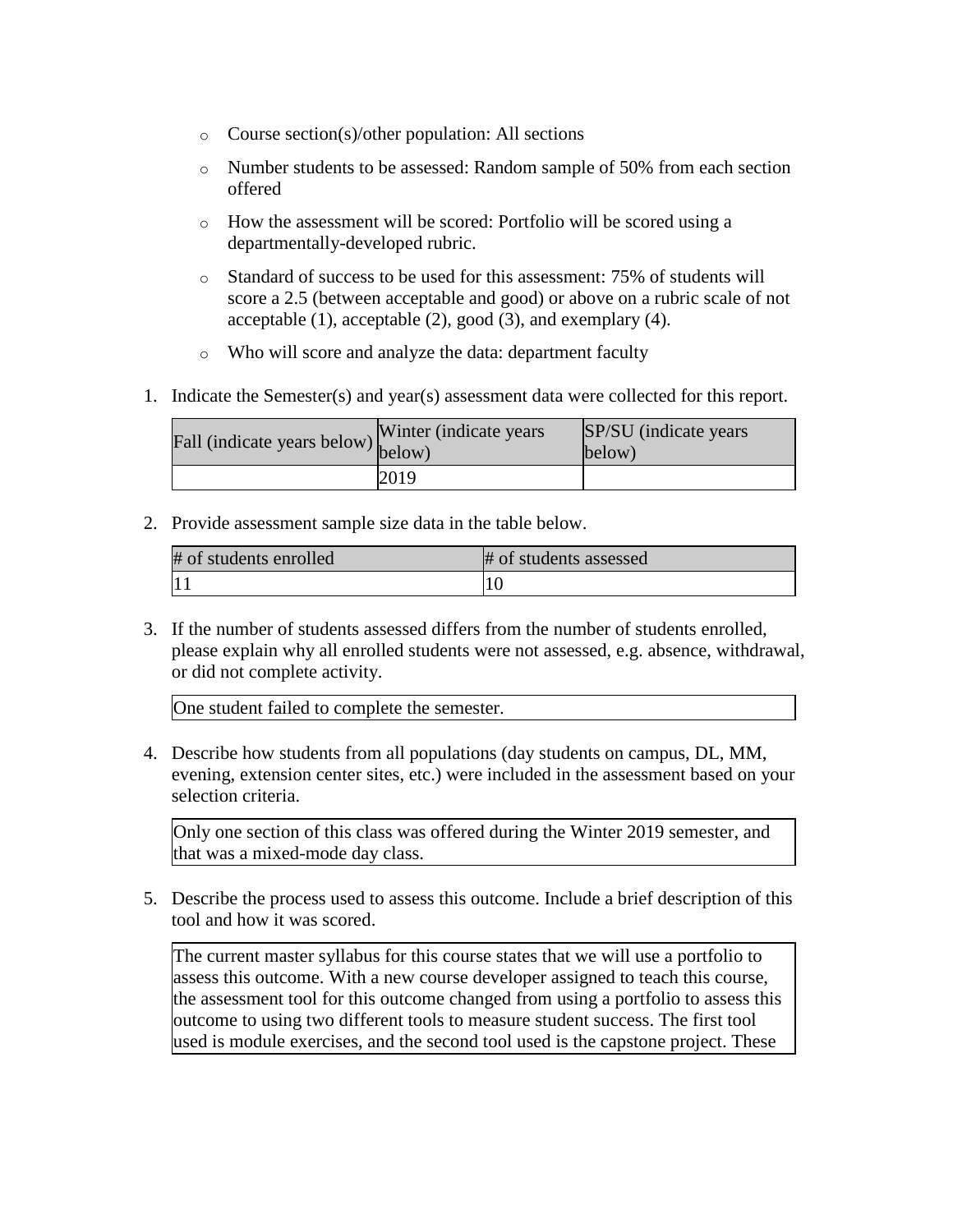- Course section(s)/other population: All sections
- Number students to be assessed: Random sample of 50% from each section offered
- How the assessment will be scored: Portfolio will be scored using a departmentally-developed rubric.
- Standard of success to be used for this assessment: 75% of students will score a 2.5 (between acceptable and good) or above on a rubric scale of not acceptable (1), acceptable (2), good (3), and exemplary (4).
- Who will score and analyze the data: department faculty

1. Indicate the Semester(s) and year(s) assessment data were collected for this report.

| Fall (indicate years below) | Winter (indicate years below) | SP/SU (indicate years below) |
|---|---|---|
| | 2019 | |

2. Provide assessment sample size data in the table below.

| # of students enrolled | # of students assessed |
|---|---|
| 11 | 10 |

3. If the number of students assessed differs from the number of students enrolled, please explain why all enrolled students were not assessed, e.g. absence, withdrawal, or did not complete activity.

One student failed to complete the semester.

4. Describe how students from all populations (day students on campus, DL, MM, evening, extension center sites, etc.) were included in the assessment based on your selection criteria.

Only one section of this class was offered during the Winter 2019 semester, and that was a mixed-mode day class.

5. Describe the process used to assess this outcome. Include a brief description of this tool and how it was scored.

The current master syllabus for this course states that we will use a portfolio to assess this outcome. With a new course developer assigned to teach this course, the assessment tool for this outcome changed from using a portfolio to assess this outcome to using two different tools to measure student success. The first tool used is module exercises, and the second tool used is the capstone project. These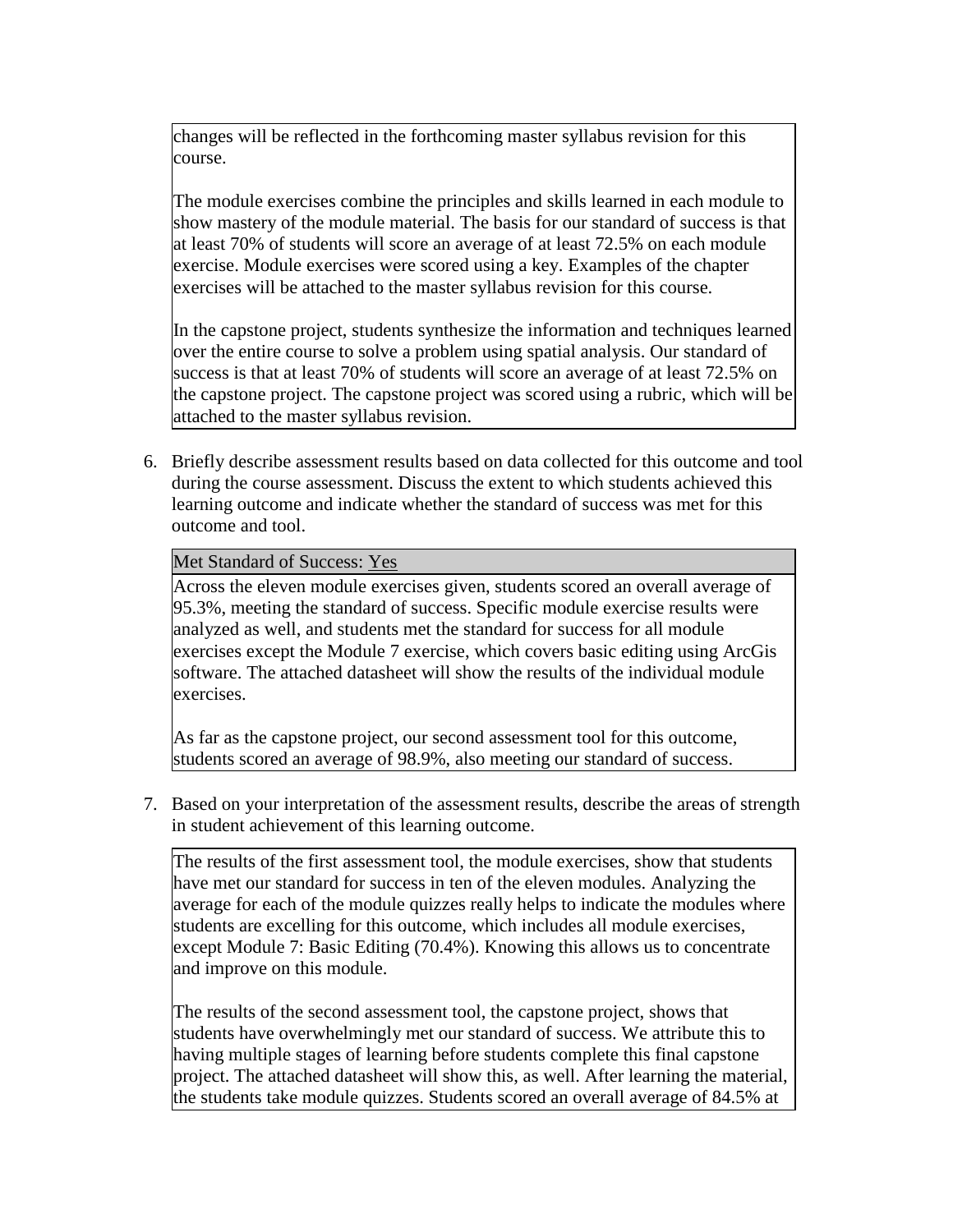changes will be reflected in the forthcoming master syllabus revision for this course.

The module exercises combine the principles and skills learned in each module to show mastery of the module material. The basis for our standard of success is that at least 70% of students will score an average of at least 72.5% on each module exercise. Module exercises were scored using a key. Examples of the chapter exercises will be attached to the master syllabus revision for this course.

In the capstone project, students synthesize the information and techniques learned over the entire course to solve a problem using spatial analysis. Our standard of success is that at least 70% of students will score an average of at least 72.5% on the capstone project. The capstone project was scored using a rubric, which will be attached to the master syllabus revision.

6. Briefly describe assessment results based on data collected for this outcome and tool during the course assessment. Discuss the extent to which students achieved this learning outcome and indicate whether the standard of success was met for this outcome and tool.

Met Standard of Success: Yes

Across the eleven module exercises given, students scored an overall average of 95.3%, meeting the standard of success. Specific module exercise results were analyzed as well, and students met the standard for success for all module exercises except the Module 7 exercise, which covers basic editing using ArcGis software. The attached datasheet will show the results of the individual module exercises.

As far as the capstone project, our second assessment tool for this outcome, students scored an average of 98.9%, also meeting our standard of success.

7. Based on your interpretation of the assessment results, describe the areas of strength in student achievement of this learning outcome.

The results of the first assessment tool, the module exercises, show that students have met our standard for success in ten of the eleven modules. Analyzing the average for each of the module quizzes really helps to indicate the modules where students are excelling for this outcome, which includes all module exercises, except Module 7: Basic Editing (70.4%). Knowing this allows us to concentrate and improve on this module.

The results of the second assessment tool, the capstone project, shows that students have overwhelmingly met our standard of success. We attribute this to having multiple stages of learning before students complete this final capstone project. The attached datasheet will show this, as well. After learning the material, the students take module quizzes. Students scored an overall average of 84.5% at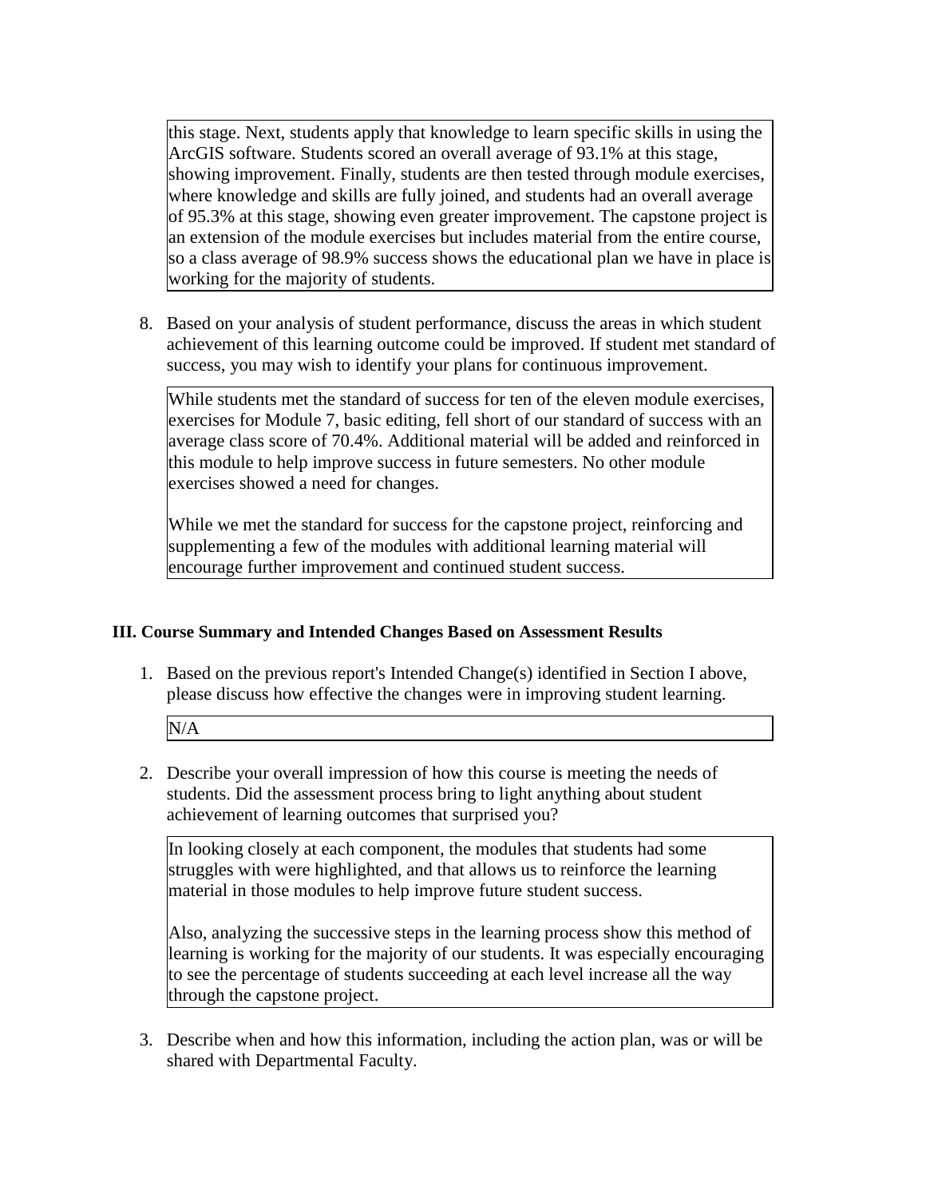this stage. Next, students apply that knowledge to learn specific skills in using the ArcGIS software. Students scored an overall average of 93.1% at this stage, showing improvement. Finally, students are then tested through module exercises, where knowledge and skills are fully joined, and students had an overall average of 95.3% at this stage, showing even greater improvement. The capstone project is an extension of the module exercises but includes material from the entire course, so a class average of 98.9% success shows the educational plan we have in place is working for the majority of students.

8. Based on your analysis of student performance, discuss the areas in which student achievement of this learning outcome could be improved. If student met standard of success, you may wish to identify your plans for continuous improvement.

   While students met the standard of success for ten of the eleven module exercises, exercises for Module 7, basic editing, fell short of our standard of success with an average class score of 70.4%. Additional material will be added and reinforced in this module to help improve success in future semesters. No other module exercises showed a need for changes.

   While we met the standard for success for the capstone project, reinforcing and supplementing a few of the modules with additional learning material will encourage further improvement and continued student success.

### III. Course Summary and Intended Changes Based on Assessment Results

1. Based on the previous report's Intended Change(s) identified in Section I above, please discuss how effective the changes were in improving student learning.

   N/A

2. Describe your overall impression of how this course is meeting the needs of students. Did the assessment process bring to light anything about student achievement of learning outcomes that surprised you?

   In looking closely at each component, the modules that students had some struggles with were highlighted, and that allows us to reinforce the learning material in those modules to help improve future student success.

   Also, analyzing the successive steps in the learning process show this method of learning is working for the majority of our students. It was especially encouraging to see the percentage of students succeeding at each level increase all the way through the capstone project.

3. Describe when and how this information, including the action plan, was or will be shared with Departmental Faculty.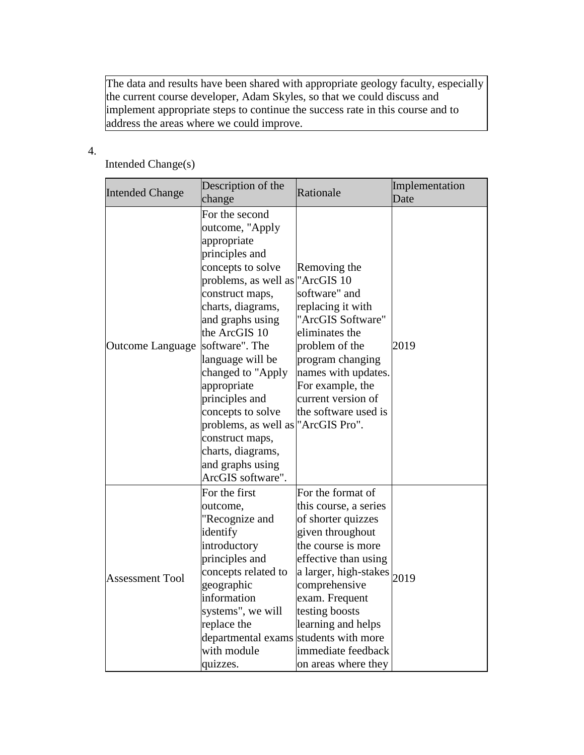| The data and results have been shared with appropriate geology faculty, especially the current course developer, Adam Skyles, so that we could discuss and implement appropriate steps to continue the success rate in this course and to address the areas where we could improve. |
|---|

4.

Intended Change(s)

| Intended Change | Description of the change | Rationale | Implementation Date |
|---|---|---|---|
| Outcome Language | For the second outcome, "Apply appropriate principles and concepts to solve problems, as well as construct maps, charts, diagrams, and graphs using the ArcGIS 10 software". The language will be changed to "Apply appropriate principles and concepts to solve problems, as well as construct maps, charts, diagrams, and graphs using ArcGIS software". | Removing the "ArcGIS 10 software" and replacing it with "ArcGIS Software" eliminates the problem of the program changing names with updates. For example, the current version of the software used is "ArcGIS Pro". | 2019 |
| Assessment Tool | For the first outcome, "Recognize and identify introductory principles and concepts related to geographic information systems", we will replace the departmental exams with module quizzes. | For the format of this course, a series of shorter quizzes given throughout the course is more effective than using a larger, high-stakes comprehensive exam. Frequent testing boosts learning and helps students with more immediate feedback on areas where they | 2019 |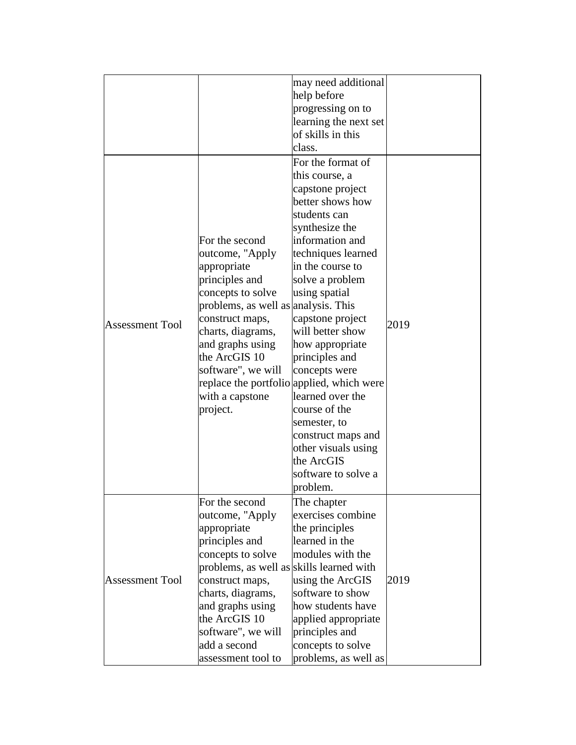| | | | |
|---|---|---|---|
| | | may need additional help before progressing on to learning the next set of skills in this class. | |
| Assessment Tool | For the second outcome, "Apply appropriate principles and concepts to solve problems, as well as construct maps, charts, diagrams, and graphs using the ArcGIS 10 software", we will replace the portfolio with a capstone project. | For the format of this course, a capstone project better shows how students can synthesize the information and techniques learned in the course to solve a problem using spatial analysis. This capstone project will better show how appropriate principles and concepts were applied, which were learned over the course of the semester, to construct maps and other visuals using the ArcGIS software to solve a problem. | 2019 |
| Assessment Tool | For the second outcome, "Apply appropriate principles and concepts to solve problems, as well as construct maps, charts, diagrams, and graphs using the ArcGIS 10 software", we will add a second assessment tool to | The chapter exercises combine the principles learned in the modules with the skills learned with using the ArcGIS software to show how students have applied appropriate principles and concepts to solve problems, as well as | 2019 |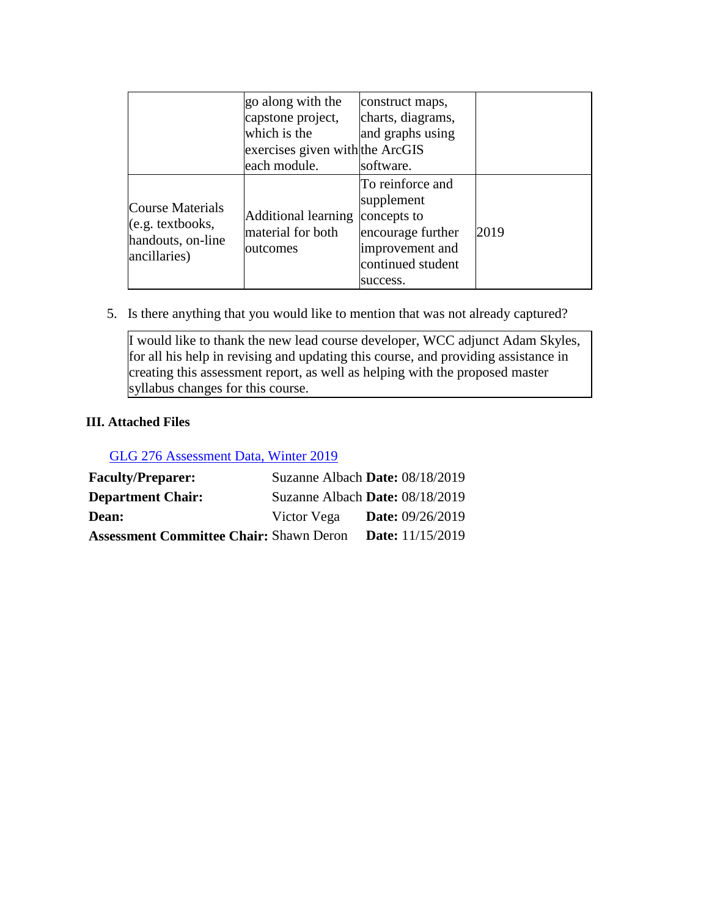| | | | |
|---|---|---|---|
| | go along with the capstone project, which is the exercises given with each module. | construct maps, charts, diagrams, and graphs using the ArcGIS software. | |
| Course Materials (e.g. textbooks, handouts, on-line ancillaries) | Additional learning material for both outcomes | To reinforce and supplement concepts to encourage further improvement and continued student success. | 2019 |

5. Is there anything that you would like to mention that was not already captured?

I would like to thank the new lead course developer, WCC adjunct Adam Skyles, for all his help in revising and updating this course, and providing assistance in creating this assessment report, as well as helping with the proposed master syllabus changes for this course.

### III. Attached Files

GLG 276 Assessment Data, Winter 2019

**Faculty/Preparer:** Suzanne Albach **Date:** 08/18/2019
**Department Chair:** Suzanne Albach **Date:** 08/18/2019
**Dean:** Victor Vega **Date:** 09/26/2019
**Assessment Committee Chair:** Shawn Deron **Date:** 11/15/2019